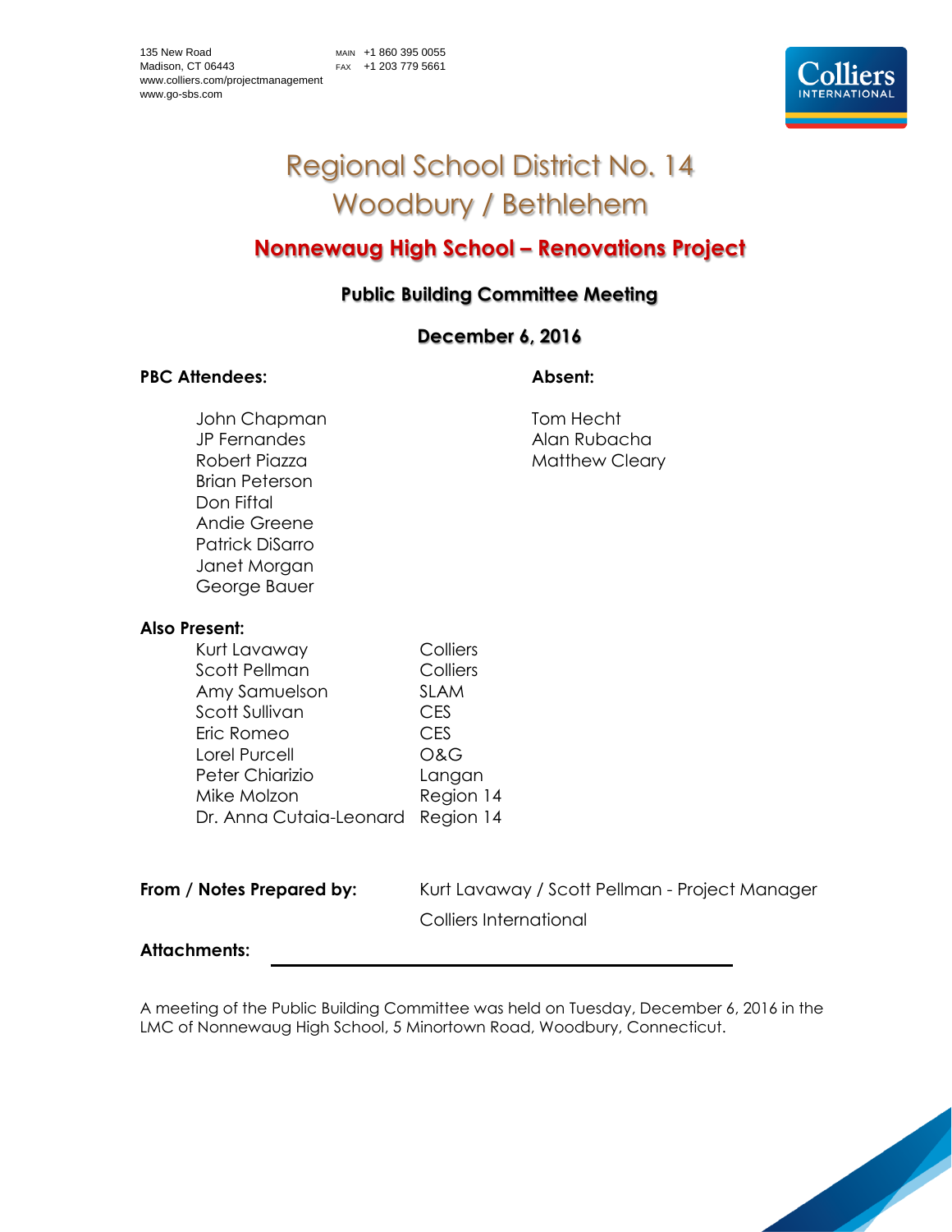135 New Road
Madison, CT 06443
www.colliers.com/projectmanagement
www.go-sbs.com

MAIN +1 860 395 0055
FAX +1 203 779 5661

# Regional School District No. 14
# Woodbury / Bethlehem

## Nonnewaug High School – Renovations Project

### Public Building Committee Meeting

### December 6, 2016

**PBC Attendees:**

John Chapman
JP Fernandes
Robert Piazza
Brian Peterson
Don Fiftal
Andie Greene
Patrick DiSarro
Janet Morgan
George Bauer

**Absent:**

Tom Hecht
Alan Rubacha
Matthew Cleary

**Also Present:**

| | |
|---|---|
| Kurt Lavaway | Colliers |
| Scott Pellman | Colliers |
| Amy Samuelson | SLAM |
| Scott Sullivan | CES |
| Eric Romeo | CES |
| Lorel Purcell | O&G |
| Peter Chiarizio | Langan |
| Mike Molzon | Region 14 |
| Dr. Anna Cutaia-Leonard | Region 14 |

**From / Notes Prepared by:** Kurt Lavaway / Scott Pellman - Project Manager
Colliers International

**Attachments:** ______________________________

A meeting of the Public Building Committee was held on Tuesday, December 6, 2016 in the LMC of Nonnewaug High School, 5 Minortown Road, Woodbury, Connecticut.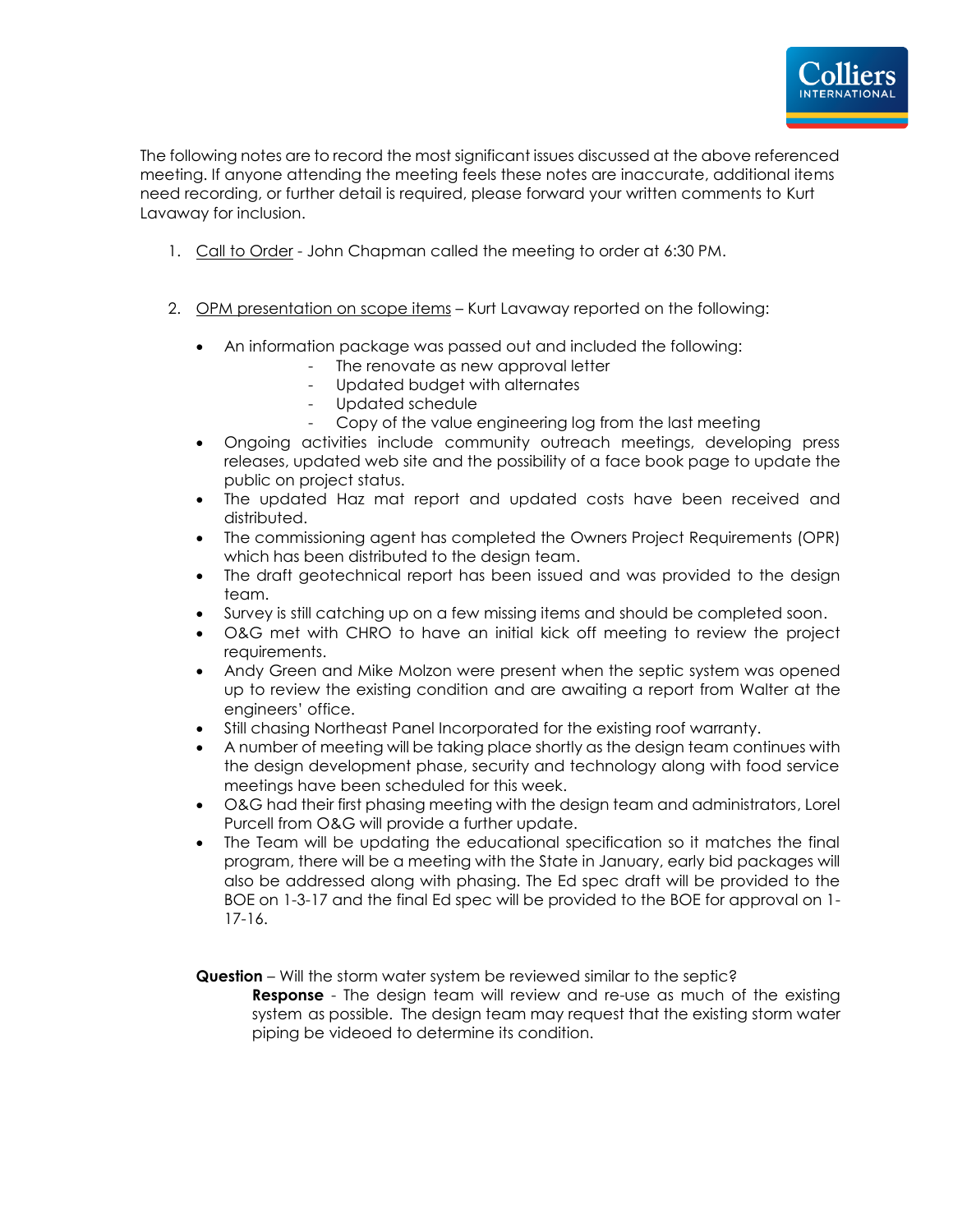The following notes are to record the most significant issues discussed at the above referenced meeting. If anyone attending the meeting feels these notes are inaccurate, additional items need recording, or further detail is required, please forward your written comments to Kurt Lavaway for inclusion.

1. Call to Order - John Chapman called the meeting to order at 6:30 PM.

2. OPM presentation on scope items – Kurt Lavaway reported on the following:

   - An information package was passed out and included the following:
     - The renovate as new approval letter
     - Updated budget with alternates
     - Updated schedule
     - Copy of the value engineering log from the last meeting
   - Ongoing activities include community outreach meetings, developing press releases, updated web site and the possibility of a face book page to update the public on project status.
   - The updated Haz mat report and updated costs have been received and distributed.
   - The commissioning agent has completed the Owners Project Requirements (OPR) which has been distributed to the design team.
   - The draft geotechnical report has been issued and was provided to the design team.
   - Survey is still catching up on a few missing items and should be completed soon.
   - O&G met with CHRO to have an initial kick off meeting to review the project requirements.
   - Andy Green and Mike Molzon were present when the septic system was opened up to review the existing condition and are awaiting a report from Walter at the engineers' office.
   - Still chasing Northeast Panel Incorporated for the existing roof warranty.
   - A number of meeting will be taking place shortly as the design team continues with the design development phase, security and technology along with food service meetings have been scheduled for this week.
   - O&G had their first phasing meeting with the design team and administrators, Lorel Purcell from O&G will provide a further update.
   - The Team will be updating the educational specification so it matches the final program, there will be a meeting with the State in January, early bid packages will also be addressed along with phasing. The Ed spec draft will be provided to the BOE on 1-3-17 and the final Ed spec will be provided to the BOE for approval on 1-17-16.

   **Question** – Will the storm water system be reviewed similar to the septic?

   > **Response** - The design team will review and re-use as much of the existing system as possible. The design team may request that the existing storm water piping be videoed to determine its condition.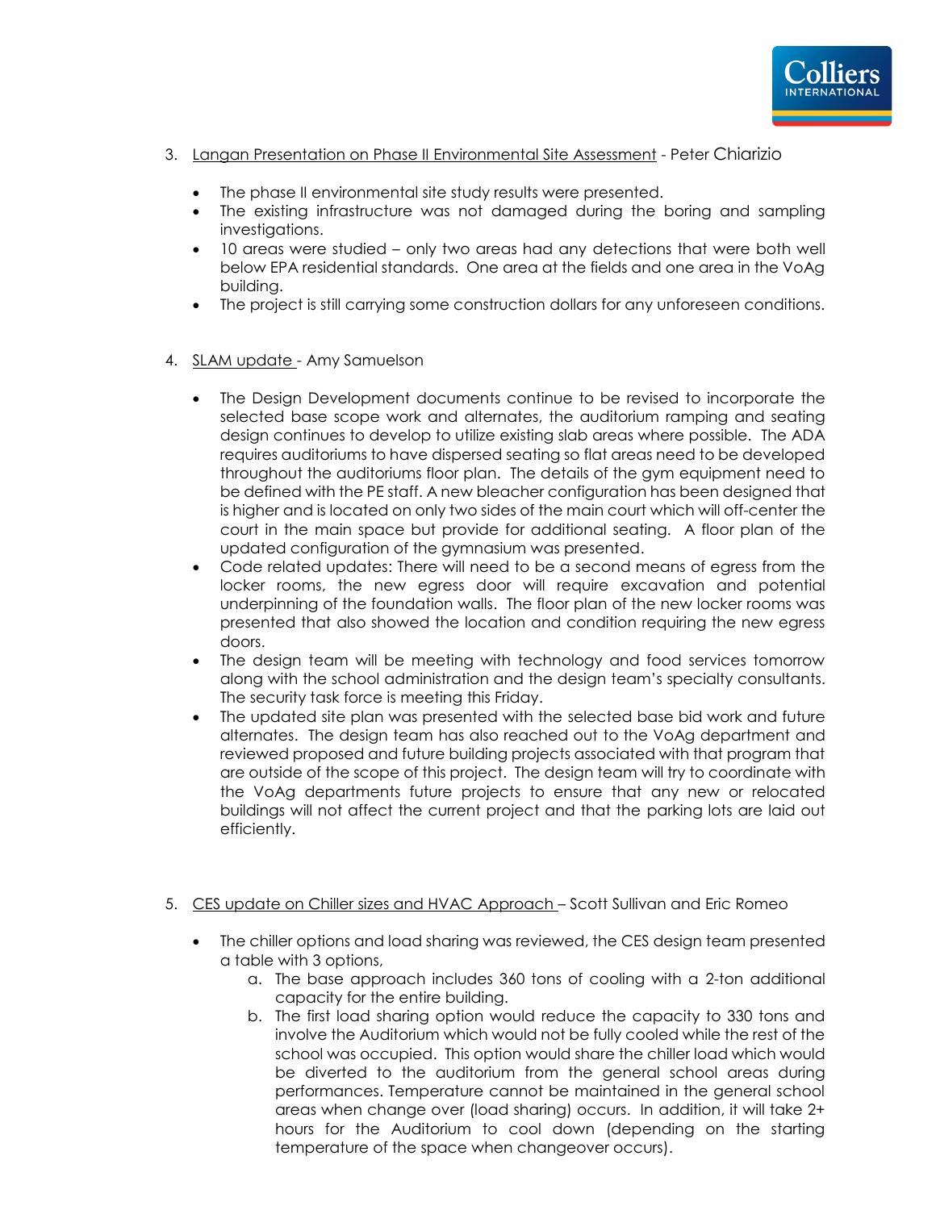3. <u>Langan Presentation on Phase II Environmental Site Assessment</u> - Peter Chiarizio

    - The phase II environmental site study results were presented.
    - The existing infrastructure was not damaged during the boring and sampling investigations.
    - 10 areas were studied – only two areas had any detections that were both well below EPA residential standards. One area at the fields and one area in the VoAg building.
    - The project is still carrying some construction dollars for any unforeseen conditions.

4. <u>SLAM update</u> - Amy Samuelson

    - The Design Development documents continue to be revised to incorporate the selected base scope work and alternates, the auditorium ramping and seating design continues to develop to utilize existing slab areas where possible. The ADA requires auditoriums to have dispersed seating so flat areas need to be developed throughout the auditoriums floor plan. The details of the gym equipment need to be defined with the PE staff. A new bleacher configuration has been designed that is higher and is located on only two sides of the main court which will off-center the court in the main space but provide for additional seating. A floor plan of the updated configuration of the gymnasium was presented.
    - Code related updates: There will need to be a second means of egress from the locker rooms, the new egress door will require excavation and potential underpinning of the foundation walls. The floor plan of the new locker rooms was presented that also showed the location and condition requiring the new egress doors.
    - The design team will be meeting with technology and food services tomorrow along with the school administration and the design team's specialty consultants. The security task force is meeting this Friday.
    - The updated site plan was presented with the selected base bid work and future alternates. The design team has also reached out to the VoAg department and reviewed proposed and future building projects associated with that program that are outside of the scope of this project. The design team will try to coordinate with the VoAg departments future projects to ensure that any new or relocated buildings will not affect the current project and that the parking lots are laid out efficiently.

5. <u>CES update on Chiller sizes and HVAC Approach</u> – Scott Sullivan and Eric Romeo

    - The chiller options and load sharing was reviewed, the CES design team presented a table with 3 options,
        a. The base approach includes 360 tons of cooling with a 2-ton additional capacity for the entire building.
        b. The first load sharing option would reduce the capacity to 330 tons and involve the Auditorium which would not be fully cooled while the rest of the school was occupied. This option would share the chiller load which would be diverted to the auditorium from the general school areas during performances. Temperature cannot be maintained in the general school areas when change over (load sharing) occurs. In addition, it will take 2+ hours for the Auditorium to cool down (depending on the starting temperature of the space when changeover occurs).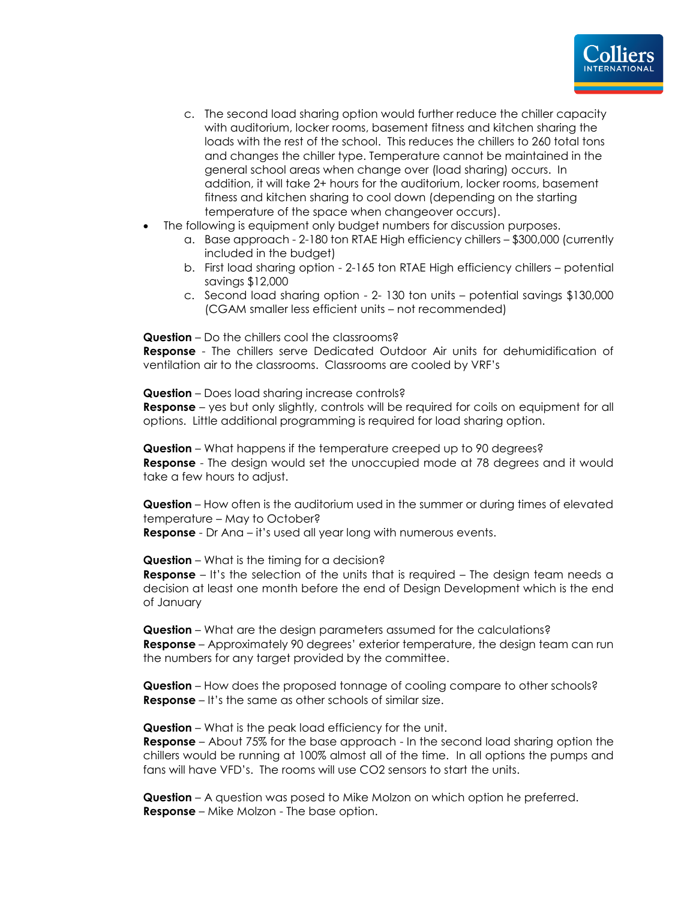c. The second load sharing option would further reduce the chiller capacity with auditorium, locker rooms, basement fitness and kitchen sharing the loads with the rest of the school. This reduces the chillers to 260 total tons and changes the chiller type. Temperature cannot be maintained in the general school areas when change over (load sharing) occurs. In addition, it will take 2+ hours for the auditorium, locker rooms, basement fitness and kitchen sharing to cool down (depending on the starting temperature of the space when changeover occurs).

- The following is equipment only budget numbers for discussion purposes.
   a. Base approach - 2-180 ton RTAE High efficiency chillers – $300,000 (currently included in the budget)
   b. First load sharing option - 2-165 ton RTAE High efficiency chillers – potential savings $12,000
   c. Second load sharing option - 2- 130 ton units – potential savings $130,000 (CGAM smaller less efficient units – not recommended)

**Question** – Do the chillers cool the classrooms?
**Response** - The chillers serve Dedicated Outdoor Air units for dehumidification of ventilation air to the classrooms. Classrooms are cooled by VRF's

**Question** – Does load sharing increase controls?
**Response** – yes but only slightly, controls will be required for coils on equipment for all options. Little additional programming is required for load sharing option.

**Question** – What happens if the temperature creeped up to 90 degrees?
**Response** - The design would set the unoccupied mode at 78 degrees and it would take a few hours to adjust.

**Question** – How often is the auditorium used in the summer or during times of elevated temperature – May to October?
**Response** - Dr Ana – it's used all year long with numerous events.

**Question** – What is the timing for a decision?
**Response** – It's the selection of the units that is required – The design team needs a decision at least one month before the end of Design Development which is the end of January

**Question** – What are the design parameters assumed for the calculations?
**Response** – Approximately 90 degrees' exterior temperature, the design team can run the numbers for any target provided by the committee.

**Question** – How does the proposed tonnage of cooling compare to other schools?
**Response** – It's the same as other schools of similar size.

**Question** – What is the peak load efficiency for the unit.
**Response** – About 75% for the base approach - In the second load sharing option the chillers would be running at 100% almost all of the time. In all options the pumps and fans will have VFD's. The rooms will use CO2 sensors to start the units.

**Question** – A question was posed to Mike Molzon on which option he preferred.
**Response** – Mike Molzon - The base option.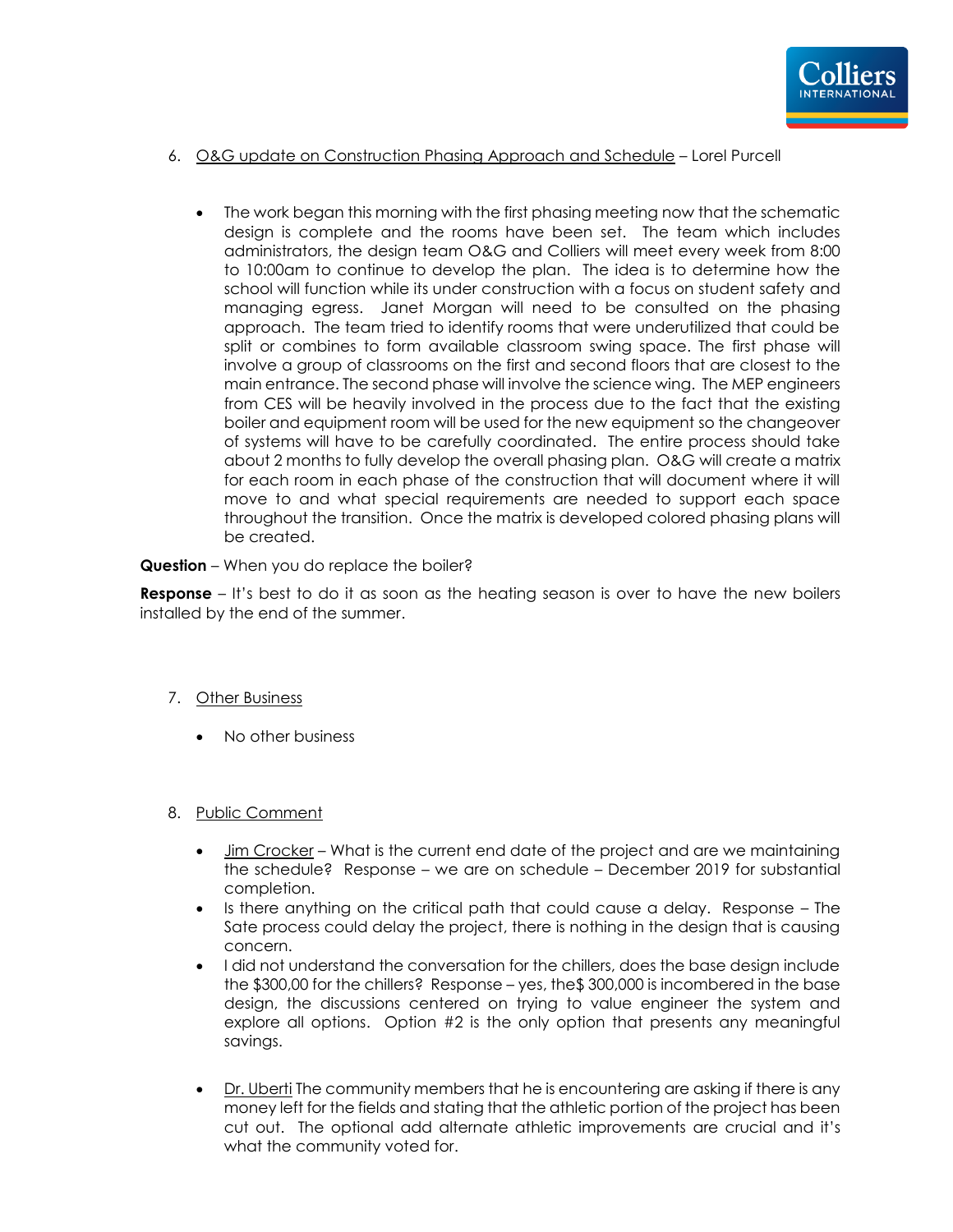6. <u>O&G update on Construction Phasing Approach and Schedule</u> – Lorel Purcell

   - The work began this morning with the first phasing meeting now that the schematic design is complete and the rooms have been set. The team which includes administrators, the design team O&G and Colliers will meet every week from 8:00 to 10:00am to continue to develop the plan. The idea is to determine how the school will function while its under construction with a focus on student safety and managing egress. Janet Morgan will need to be consulted on the phasing approach. The team tried to identify rooms that were underutilized that could be split or combines to form available classroom swing space. The first phase will involve a group of classrooms on the first and second floors that are closest to the main entrance. The second phase will involve the science wing. The MEP engineers from CES will be heavily involved in the process due to the fact that the existing boiler and equipment room will be used for the new equipment so the changeover of systems will have to be carefully coordinated. The entire process should take about 2 months to fully develop the overall phasing plan. O&G will create a matrix for each room in each phase of the construction that will document where it will move to and what special requirements are needed to support each space throughout the transition. Once the matrix is developed colored phasing plans will be created.

**Question** – When you do replace the boiler?

**Response** – It's best to do it as soon as the heating season is over to have the new boilers installed by the end of the summer.

7. <u>Other Business</u>

   - No other business

8. <u>Public Comment</u>

   - <u>Jim Crocker</u> – What is the current end date of the project and are we maintaining the schedule? Response – we are on schedule – December 2019 for substantial completion.
   - Is there anything on the critical path that could cause a delay. Response – The Sate process could delay the project, there is nothing in the design that is causing concern.
   - I did not understand the conversation for the chillers, does the base design include the $300,00 for the chillers? Response – yes, the$ 300,000 is incombered in the base design, the discussions centered on trying to value engineer the system and explore all options. Option #2 is the only option that presents any meaningful savings.

   - <u>Dr. Uberti</u> The community members that he is encountering are asking if there is any money left for the fields and stating that the athletic portion of the project has been cut out. The optional add alternate athletic improvements are crucial and it's what the community voted for.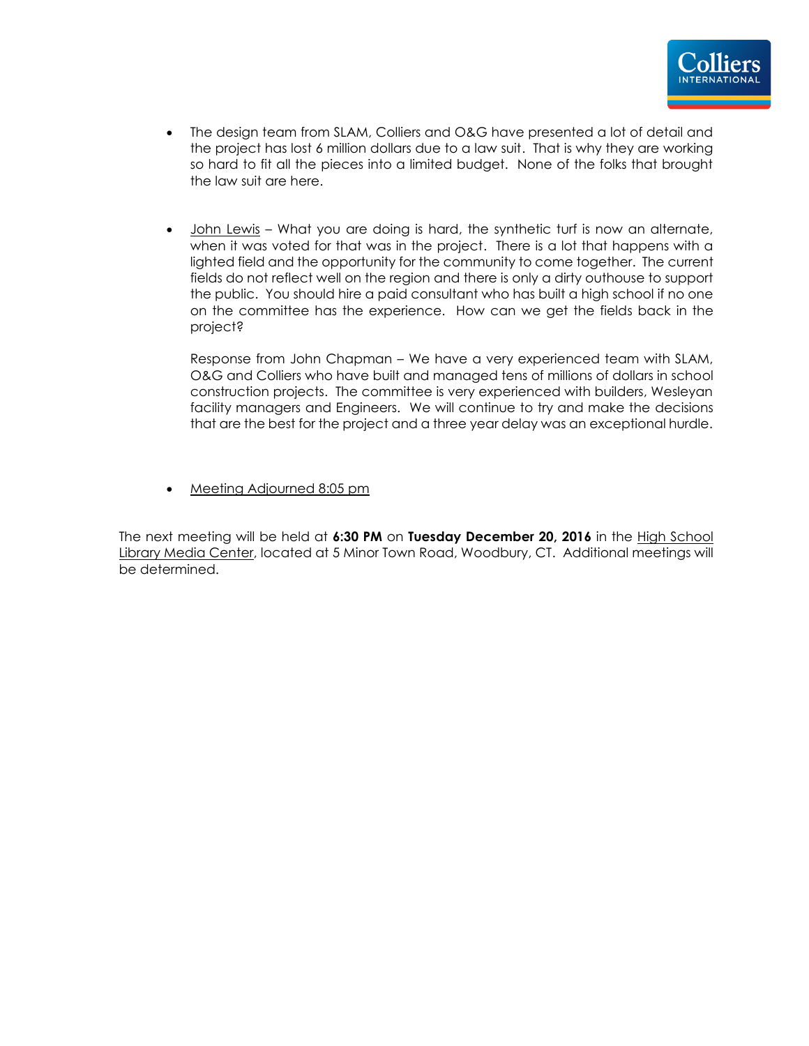- The design team from SLAM, Colliers and O&G have presented a lot of detail and the project has lost 6 million dollars due to a law suit. That is why they are working so hard to fit all the pieces into a limited budget. None of the folks that brought the law suit are here.

- John Lewis – What you are doing is hard, the synthetic turf is now an alternate, when it was voted for that was in the project. There is a lot that happens with a lighted field and the opportunity for the community to come together. The current fields do not reflect well on the region and there is only a dirty outhouse to support the public. You should hire a paid consultant who has built a high school if no one on the committee has the experience. How can we get the fields back in the project?

  Response from John Chapman – We have a very experienced team with SLAM, O&G and Colliers who have built and managed tens of millions of dollars in school construction projects. The committee is very experienced with builders, Wesleyan facility managers and Engineers. We will continue to try and make the decisions that are the best for the project and a three year delay was an exceptional hurdle.

- Meeting Adjourned 8:05 pm

The next meeting will be held at **6:30 PM** on **Tuesday December 20, 2016** in the High School Library Media Center, located at 5 Minor Town Road, Woodbury, CT. Additional meetings will be determined.